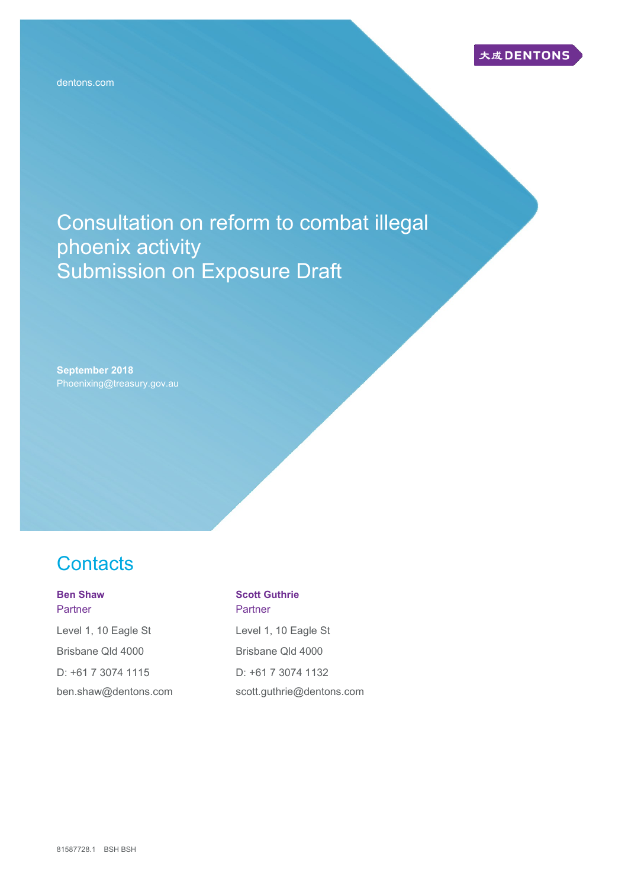大成 DENTONS

dentons.com

# Consultation on reform to combat illegal phoenix activity
# Submission on Exposure Draft

**September 2018**
Phoenixing@treasury.gov.au

## Contacts

**Ben Shaw**
Partner

Level 1, 10 Eagle St

Brisbane Qld 4000

D: +61 7 3074 1115

ben.shaw@dentons.com

**Scott Guthrie**
Partner

Level 1, 10 Eagle St

Brisbane Qld 4000

D: +61 7 3074 1132

scott.guthrie@dentons.com

81587728.1 BSH BSH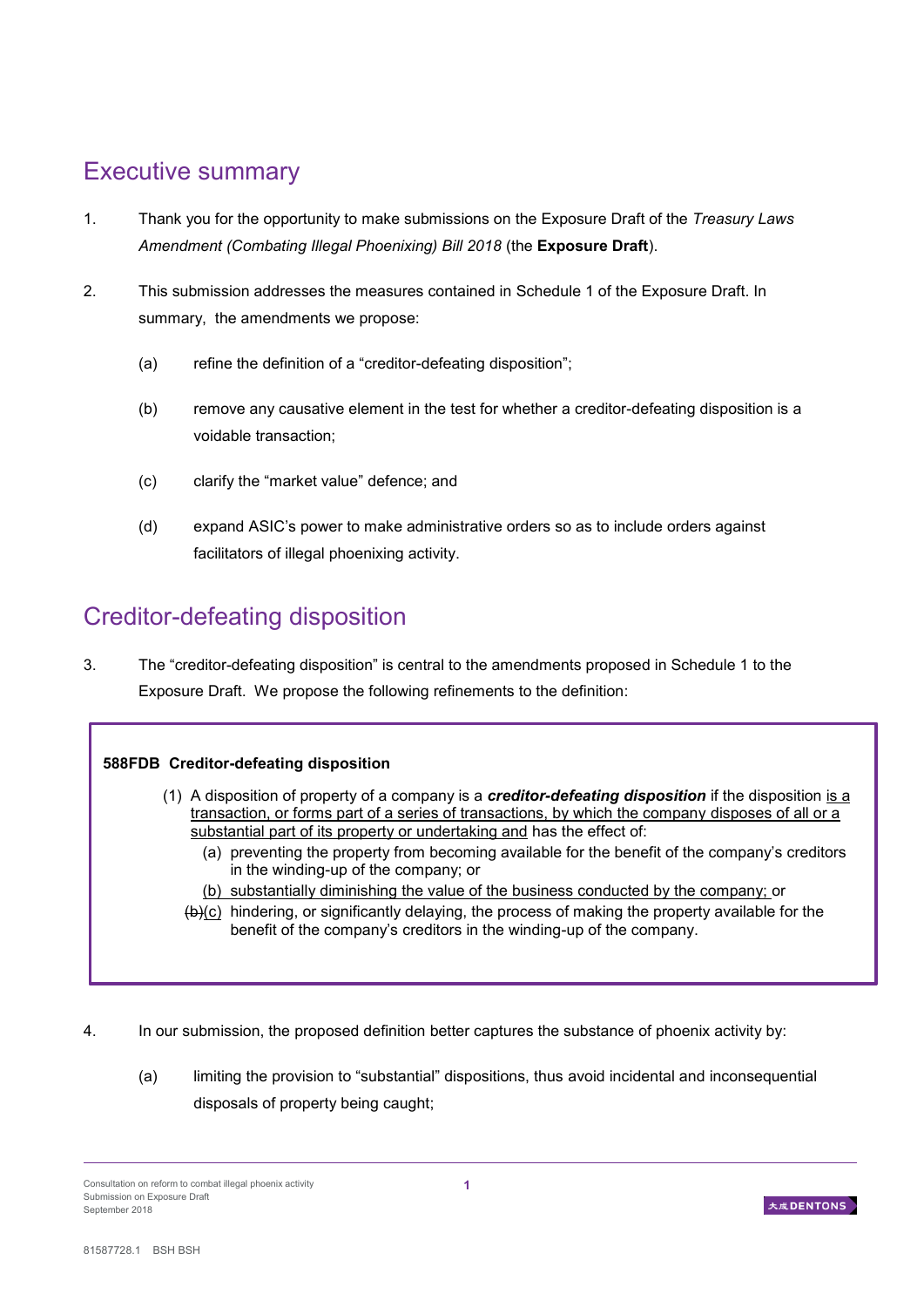## Executive summary

1. Thank you for the opportunity to make submissions on the Exposure Draft of the *Treasury Laws Amendment (Combating Illegal Phoenixing) Bill 2018* (the **Exposure Draft**).

2. This submission addresses the measures contained in Schedule 1 of the Exposure Draft. In summary, the amendments we propose:

   (a) refine the definition of a "creditor-defeating disposition";

   (b) remove any causative element in the test for whether a creditor-defeating disposition is a voidable transaction;

   (c) clarify the "market value" defence; and

   (d) expand ASIC's power to make administrative orders so as to include orders against facilitators of illegal phoenixing activity.

## Creditor-defeating disposition

3. The "creditor-defeating disposition" is central to the amendments proposed in Schedule 1 to the Exposure Draft. We propose the following refinements to the definition:

> **588FDB Creditor-defeating disposition**
>
> (1) A disposition of property of a company is a ***creditor-defeating disposition*** if the disposition <u>is a transaction, or forms part of a series of transactions, by which the company disposes of all or a substantial part of its property or undertaking and</u> has the effect of:
>
> (a) preventing the property from becoming available for the benefit of the company's creditors in the winding-up of the company; or
>
> <u>(b) substantially diminishing the value of the business conducted by the company;</u> or
>
> ~~(b)~~<u>(c)</u> hindering, or significantly delaying, the process of making the property available for the benefit of the company's creditors in the winding-up of the company.

4. In our submission, the proposed definition better captures the substance of phoenix activity by:

   (a) limiting the provision to "substantial" dispositions, thus avoid incidental and inconsequential disposals of property being caught;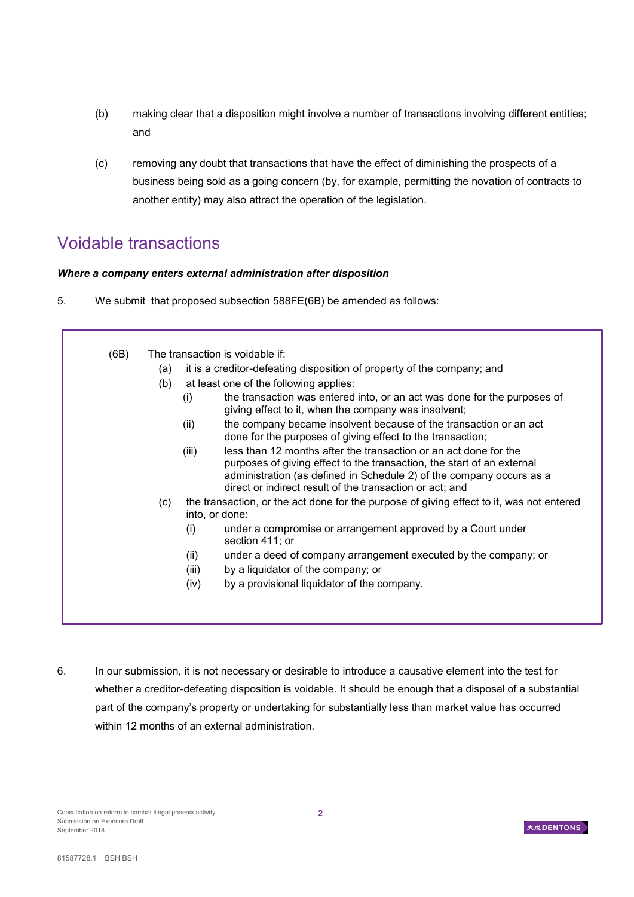(b) making clear that a disposition might involve a number of transactions involving different entities; and

(c) removing any doubt that transactions that have the effect of diminishing the prospects of a business being sold as a going concern (by, for example, permitting the novation of contracts to another entity) may also attract the operation of the legislation.

## Voidable transactions

***Where a company enters external administration after disposition***

5. We submit that proposed subsection 588FE(6B) be amended as follows:

> (6B) The transaction is voidable if:
>
> (a) it is a creditor-defeating disposition of property of the company; and
>
> (b) at least one of the following applies:
>
> (i) the transaction was entered into, or an act was done for the purposes of giving effect to it, when the company was insolvent;
>
> (ii) the company became insolvent because of the transaction or an act done for the purposes of giving effect to the transaction;
>
> (iii) less than 12 months after the transaction or an act done for the purposes of giving effect to the transaction, the start of an external administration (as defined in Schedule 2) of the company occurs ~~as a direct or indirect result of the transaction or act~~; and
>
> (c) the transaction, or the act done for the purpose of giving effect to it, was not entered into, or done:
>
> (i) under a compromise or arrangement approved by a Court under section 411; or
>
> (ii) under a deed of company arrangement executed by the company; or
>
> (iii) by a liquidator of the company; or
>
> (iv) by a provisional liquidator of the company.

6. In our submission, it is not necessary or desirable to introduce a causative element into the test for whether a creditor-defeating disposition is voidable. It should be enough that a disposal of a substantial part of the company's property or undertaking for substantially less than market value has occurred within 12 months of an external administration.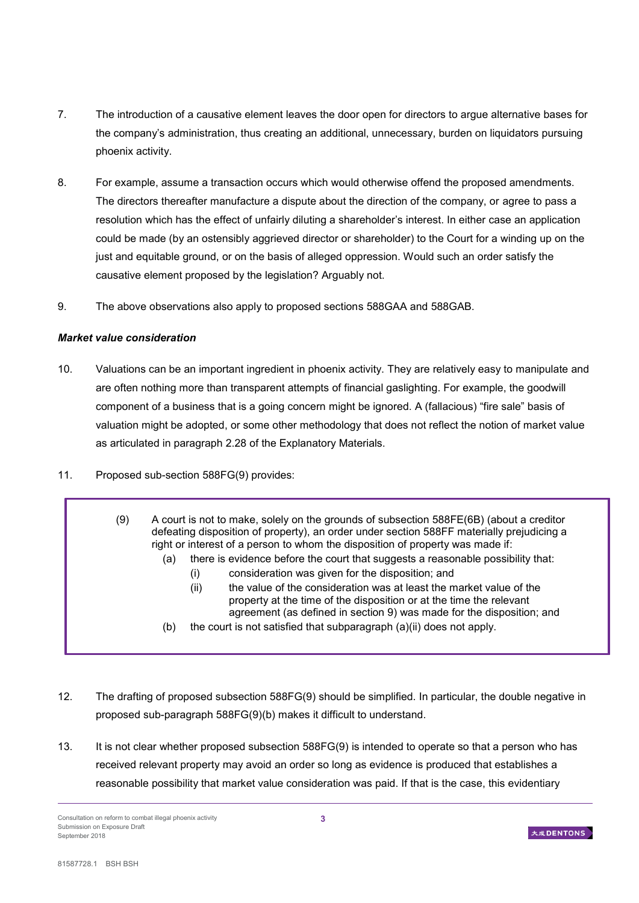7. The introduction of a causative element leaves the door open for directors to argue alternative bases for the company's administration, thus creating an additional, unnecessary, burden on liquidators pursuing phoenix activity.

8. For example, assume a transaction occurs which would otherwise offend the proposed amendments. The directors thereafter manufacture a dispute about the direction of the company, or agree to pass a resolution which has the effect of unfairly diluting a shareholder's interest. In either case an application could be made (by an ostensibly aggrieved director or shareholder) to the Court for a winding up on the just and equitable ground, or on the basis of alleged oppression. Would such an order satisfy the causative element proposed by the legislation? Arguably not.

9. The above observations also apply to proposed sections 588GAA and 588GAB.

***Market value consideration***

10. Valuations can be an important ingredient in phoenix activity. They are relatively easy to manipulate and are often nothing more than transparent attempts of financial gaslighting. For example, the goodwill component of a business that is a going concern might be ignored. A (fallacious) "fire sale" basis of valuation might be adopted, or some other methodology that does not reflect the notion of market value as articulated in paragraph 2.28 of the Explanatory Materials.

11. Proposed sub-section 588FG(9) provides:

> (9) A court is not to make, solely on the grounds of subsection 588FE(6B) (about a creditor defeating disposition of property), an order under section 588FF materially prejudicing a right or interest of a person to whom the disposition of property was made if:
>
> (a) there is evidence before the court that suggests a reasonable possibility that:
>
> (i) consideration was given for the disposition; and
>
> (ii) the value of the consideration was at least the market value of the property at the time of the disposition or at the time the relevant agreement (as defined in section 9) was made for the disposition; and
>
> (b) the court is not satisfied that subparagraph (a)(ii) does not apply.

12. The drafting of proposed subsection 588FG(9) should be simplified. In particular, the double negative in proposed sub-paragraph 588FG(9)(b) makes it difficult to understand.

13. It is not clear whether proposed subsection 588FG(9) is intended to operate so that a person who has received relevant property may avoid an order so long as evidence is produced that establishes a reasonable possibility that market value consideration was paid. If that is the case, this evidentiary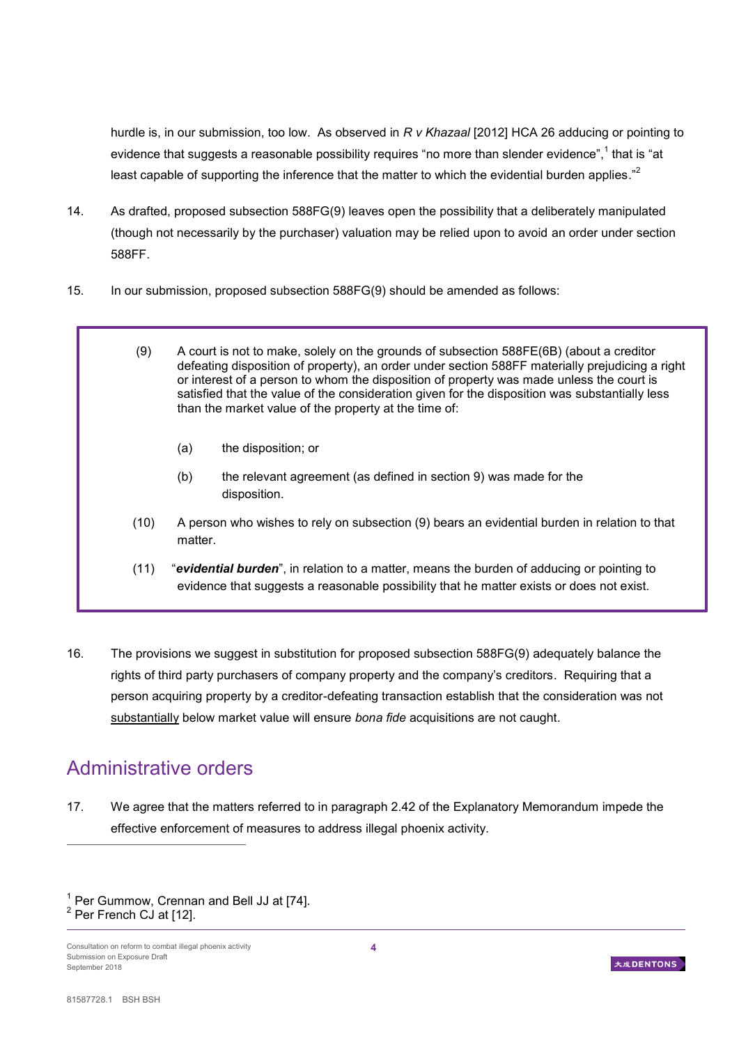hurdle is, in our submission, too low. As observed in *R v Khazaal* [2012] HCA 26 adducing or pointing to evidence that suggests a reasonable possibility requires "no more than slender evidence",[1] that is "at least capable of supporting the inference that the matter to which the evidential burden applies."[2]

14. As drafted, proposed subsection 588FG(9) leaves open the possibility that a deliberately manipulated (though not necessarily by the purchaser) valuation may be relied upon to avoid an order under section 588FF.

15. In our submission, proposed subsection 588FG(9) should be amended as follows:

> (9) A court is not to make, solely on the grounds of subsection 588FE(6B) (about a creditor defeating disposition of property), an order under section 588FF materially prejudicing a right or interest of a person to whom the disposition of property was made unless the court is satisfied that the value of the consideration given for the disposition was substantially less than the market value of the property at the time of:
>
> (a) the disposition; or
>
> (b) the relevant agreement (as defined in section 9) was made for the disposition.
>
> (10) A person who wishes to rely on subsection (9) bears an evidential burden in relation to that matter.
>
> (11) "***evidential burden***", in relation to a matter, means the burden of adducing or pointing to evidence that suggests a reasonable possibility that he matter exists or does not exist.

16. The provisions we suggest in substitution for proposed subsection 588FG(9) adequately balance the rights of third party purchasers of company property and the company's creditors. Requiring that a person acquiring property by a creditor-defeating transaction establish that the consideration was not <u>substantially</u> below market value will ensure *bona fide* acquisitions are not caught.

## Administrative orders

17. We agree that the matters referred to in paragraph 2.42 of the Explanatory Memorandum impede the effective enforcement of measures to address illegal phoenix activity.

---

[1] Per Gummow, Crennan and Bell JJ at [74].
[2] Per French CJ at [12].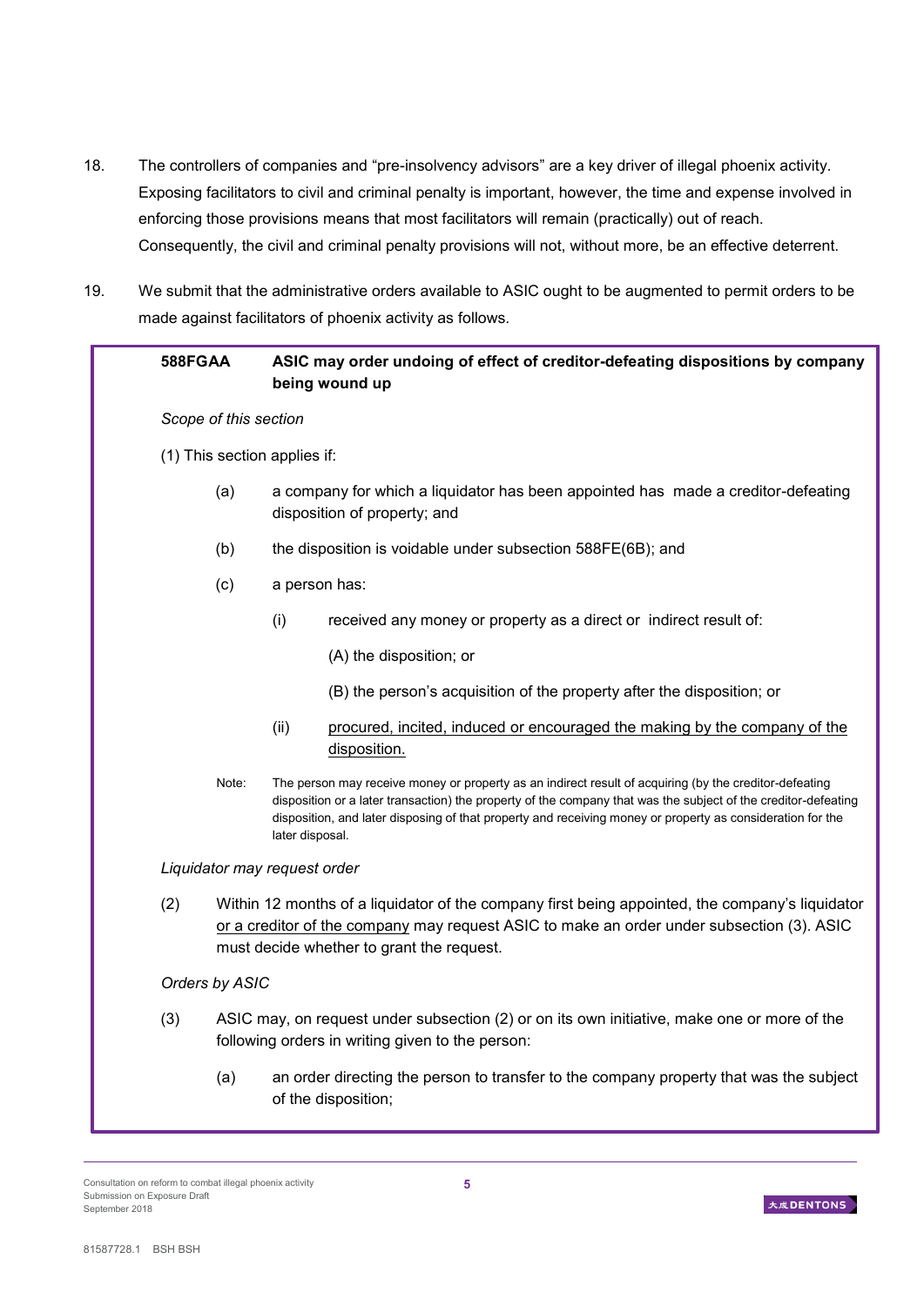18. The controllers of companies and "pre-insolvency advisors" are a key driver of illegal phoenix activity. Exposing facilitators to civil and criminal penalty is important, however, the time and expense involved in enforcing those provisions means that most facilitators will remain (practically) out of reach. Consequently, the civil and criminal penalty provisions will not, without more, be an effective deterrent.

19. We submit that the administrative orders available to ASIC ought to be augmented to permit orders to be made against facilitators of phoenix activity as follows.

> **588FGAA ASIC may order undoing of effect of creditor-defeating dispositions by company being wound up**
>
> *Scope of this section*
>
> (1) This section applies if:
>
> (a) a company for which a liquidator has been appointed has made a creditor-defeating disposition of property; and
>
> (b) the disposition is voidable under subsection 588FE(6B); and
>
> (c) a person has:
>
> (i) received any money or property as a direct or indirect result of:
>
> (A) the disposition; or
>
> (B) the person's acquisition of the property after the disposition; or
>
> (ii) <u>procured, incited, induced or encouraged the making by the company of the disposition.</u>
>
> Note: The person may receive money or property as an indirect result of acquiring (by the creditor-defeating disposition or a later transaction) the property of the company that was the subject of the creditor-defeating disposition, and later disposing of that property and receiving money or property as consideration for the later disposal.
>
> *Liquidator may request order*
>
> (2) Within 12 months of a liquidator of the company first being appointed, the company's liquidator <u>or a creditor of the company</u> may request ASIC to make an order under subsection (3). ASIC must decide whether to grant the request.
>
> *Orders by ASIC*
>
> (3) ASIC may, on request under subsection (2) or on its own initiative, make one or more of the following orders in writing given to the person:
>
> (a) an order directing the person to transfer to the company property that was the subject of the disposition;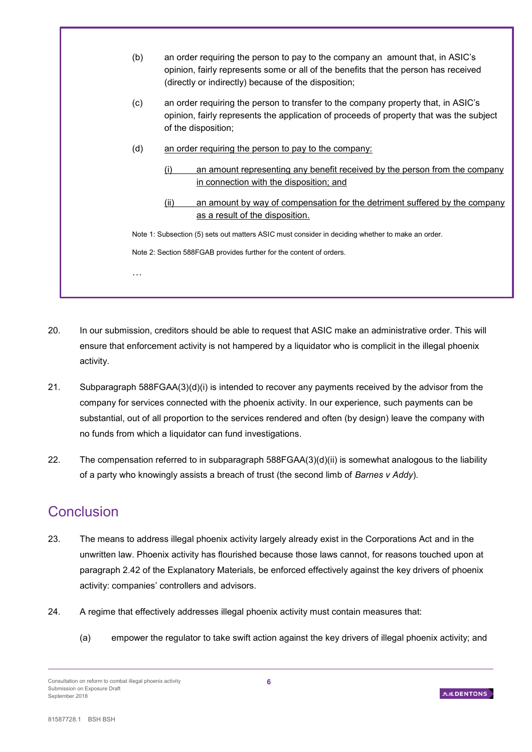> (b) an order requiring the person to pay to the company an amount that, in ASIC's opinion, fairly represents some or all of the benefits that the person has received (directly or indirectly) because of the disposition;
>
> (c) an order requiring the person to transfer to the company property that, in ASIC's opinion, fairly represents the application of proceeds of property that was the subject of the disposition;
>
> (d) <u>an order requiring the person to pay to the company:</u>
>
> (i) <u>an amount representing any benefit received by the person from the company in connection with the disposition; and</u>
>
> (ii) <u>an amount by way of compensation for the detriment suffered by the company as a result of the disposition.</u>
>
> Note 1: Subsection (5) sets out matters ASIC must consider in deciding whether to make an order.
>
> Note 2: Section 588FGAB provides further for the content of orders.
>
> …

20. In our submission, creditors should be able to request that ASIC make an administrative order. This will ensure that enforcement activity is not hampered by a liquidator who is complicit in the illegal phoenix activity.

21. Subparagraph 588FGAA(3)(d)(i) is intended to recover any payments received by the advisor from the company for services connected with the phoenix activity. In our experience, such payments can be substantial, out of all proportion to the services rendered and often (by design) leave the company with no funds from which a liquidator can fund investigations.

22. The compensation referred to in subparagraph 588FGAA(3)(d)(ii) is somewhat analogous to the liability of a party who knowingly assists a breach of trust (the second limb of *Barnes v Addy*).

## Conclusion

23. The means to address illegal phoenix activity largely already exist in the Corporations Act and in the unwritten law. Phoenix activity has flourished because those laws cannot, for reasons touched upon at paragraph 2.42 of the Explanatory Materials, be enforced effectively against the key drivers of phoenix activity: companies' controllers and advisors.

24. A regime that effectively addresses illegal phoenix activity must contain measures that:

    (a) empower the regulator to take swift action against the key drivers of illegal phoenix activity; and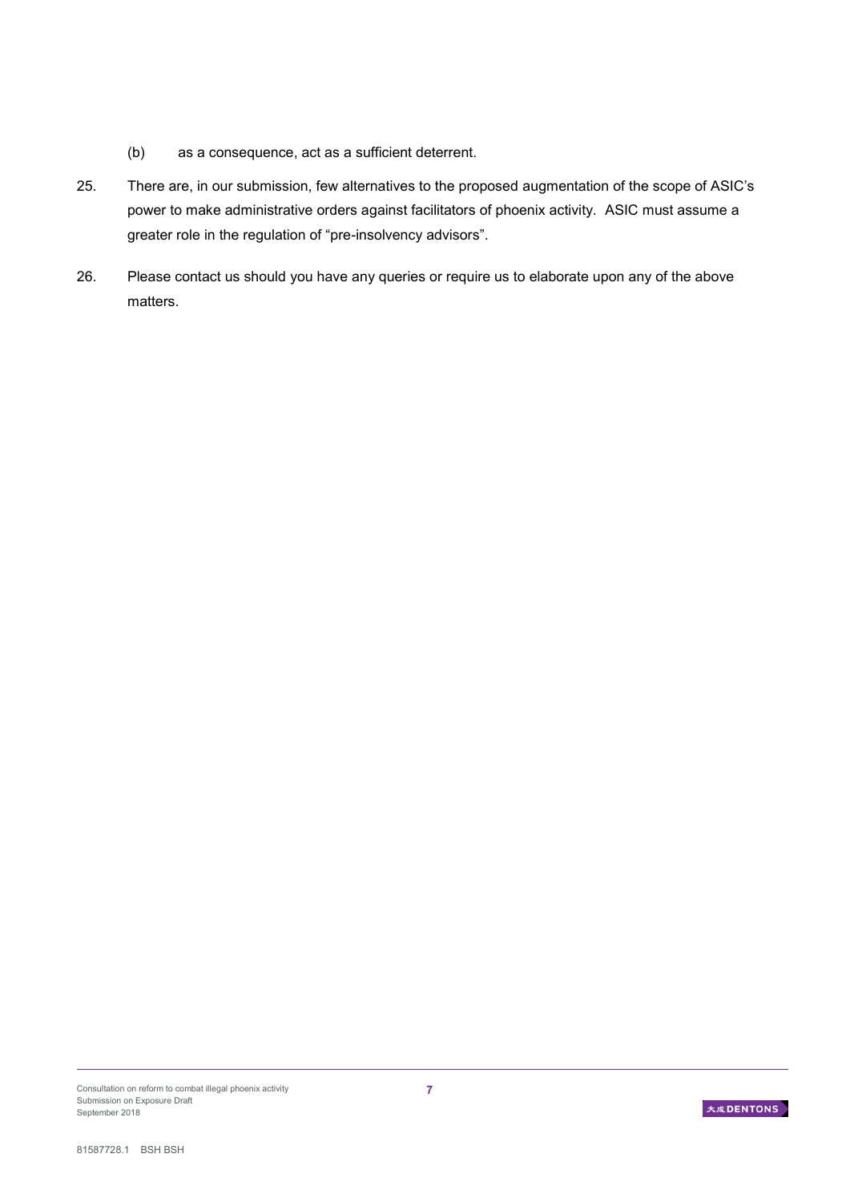(b) as a consequence, act as a sufficient deterrent.

25. There are, in our submission, few alternatives to the proposed augmentation of the scope of ASIC's power to make administrative orders against facilitators of phoenix activity. ASIC must assume a greater role in the regulation of "pre-insolvency advisors".

26. Please contact us should you have any queries or require us to elaborate upon any of the above matters.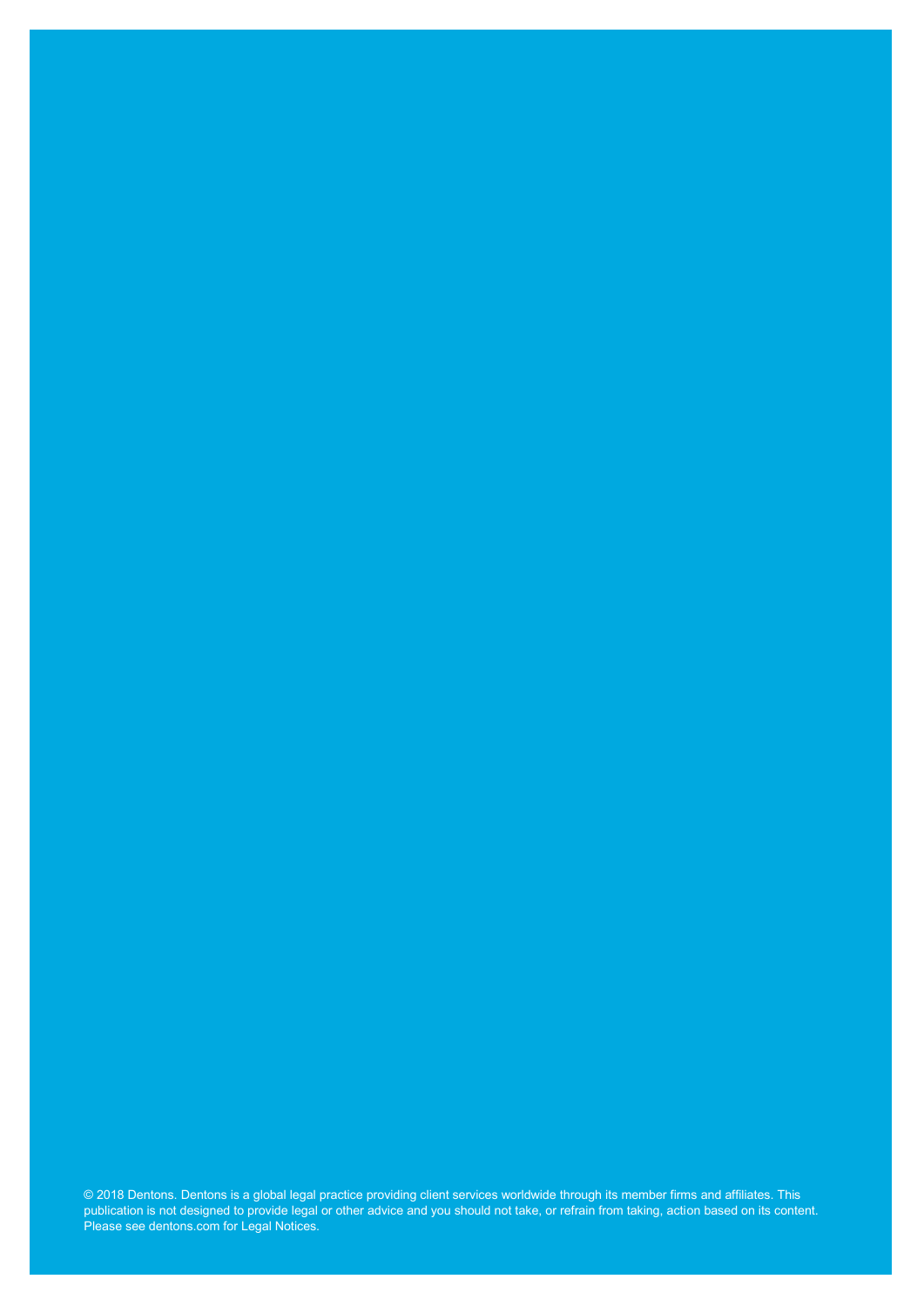© 2018 Dentons. Dentons is a global legal practice providing client services worldwide through its member firms and affiliates. This publication is not designed to provide legal or other advice and you should not take, or refrain from taking, action based on its content. Please see dentons.com for Legal Notices.